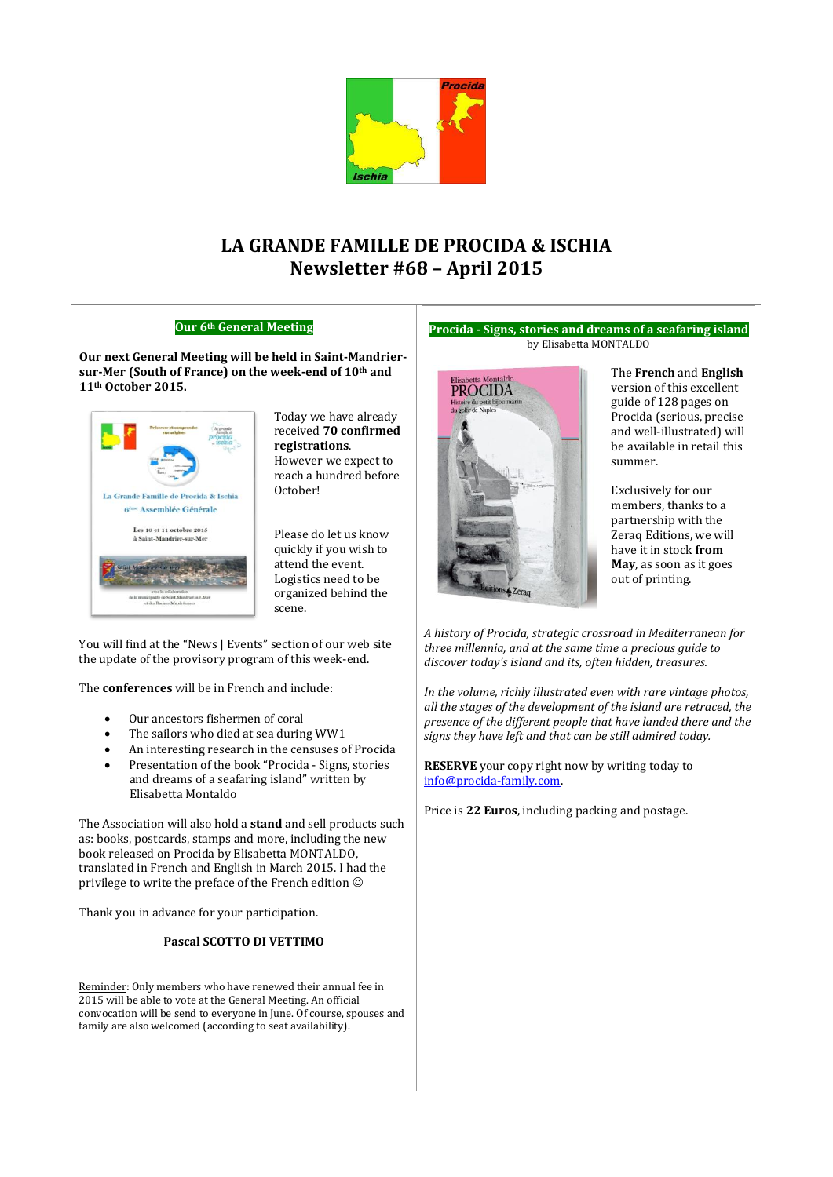# LA GRANDE FAMILLE DE PROCIDA & ISCHIA
# Newsletter #68 – April 2015

## Our 6th General Meeting

**Our next General Meeting will be held in Saint-Mandrier-sur-Mer (South of France) on the week-end of 10th and 11th October 2015.**

Today we have already received **70 confirmed registrations**. However we expect to reach a hundred before October!

Please do let us know quickly if you wish to attend the event. Logistics need to be organized behind the scene.

You will find at the "News | Events" section of our web site the update of the provisory program of this week-end.

The **conferences** will be in French and include:

- Our ancestors fishermen of coral
- The sailors who died at sea during WW1
- An interesting research in the censuses of Procida
- Presentation of the book "Procida - Signs, stories and dreams of a seafaring island" written by Elisabetta Montaldo

The Association will also hold a **stand** and sell products such as: books, postcards, stamps and more, including the new book released on Procida by Elisabetta MONTALDO, translated in French and English in March 2015. I had the privilege to write the preface of the French edition ☺

Thank you in advance for your participation.

**Pascal SCOTTO DI VETTIMO**

Reminder: Only members who have renewed their annual fee in 2015 will be able to vote at the General Meeting. An official convocation will be send to everyone in June. Of course, spouses and family are also welcomed (according to seat availability).

## Procida - Signs, stories and dreams of a seafaring island

by Elisabetta MONTALDO

The **French** and **English** version of this excellent guide of 128 pages on Procida (serious, precise and well-illustrated) will be available in retail this summer.

Exclusively for our members, thanks to a partnership with the Zeraq Editions, we will have it in stock **from May**, as soon as it goes out of printing.

*A history of Procida, strategic crossroad in Mediterranean for three millennia, and at the same time a precious guide to discover today's island and its, often hidden, treasures.*

*In the volume, richly illustrated even with rare vintage photos, all the stages of the development of the island are retraced, the presence of the different people that have landed there and the signs they have left and that can be still admired today.*

**RESERVE** your copy right now by writing today to info@procida-family.com.

Price is **22 Euros**, including packing and postage.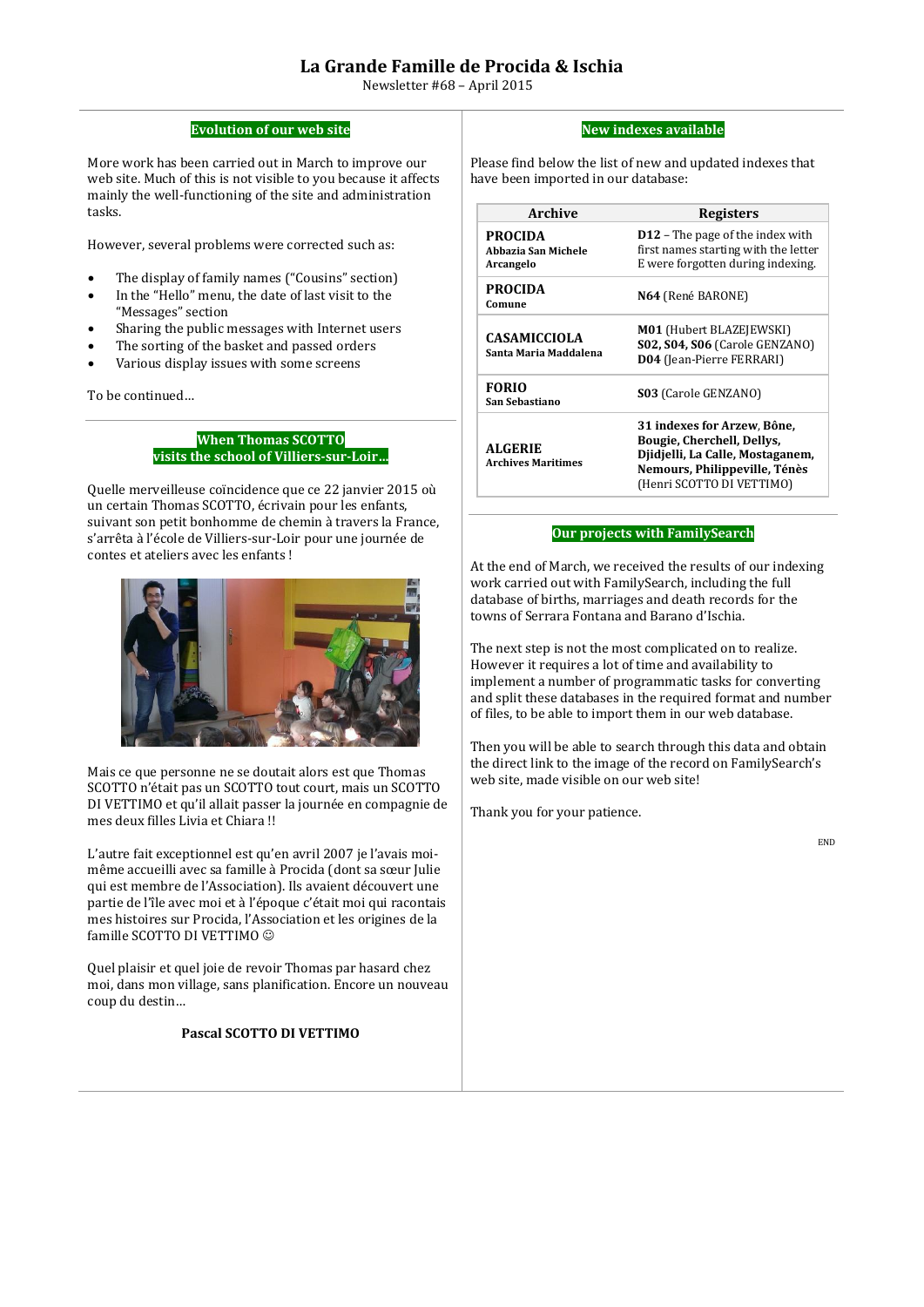# La Grande Famille de Procida & Ischia

Newsletter #68 – April 2015

## Evolution of our web site

More work has been carried out in March to improve our web site. Much of this is not visible to you because it affects mainly the well-functioning of the site and administration tasks.

However, several problems were corrected such as:

- The display of family names (“Cousins” section)
- In the “Hello” menu, the date of last visit to the “Messages” section
- Sharing the public messages with Internet users
- The sorting of the basket and passed orders
- Various display issues with some screens

To be continued…

## When Thomas SCOTTO visits the school of Villiers-sur-Loir…

Quelle merveilleuse coïncidence que ce 22 janvier 2015 où un certain Thomas SCOTTO, écrivain pour les enfants, suivant son petit bonhomme de chemin à travers la France, s’arrêta à l’école de Villiers-sur-Loir pour une journée de contes et ateliers avec les enfants !

Mais ce que personne ne se doutait alors est que Thomas SCOTTO n’était pas un SCOTTO tout court, mais un SCOTTO DI VETTIMO et qu’il allait passer la journée en compagnie de mes deux filles Livia et Chiara !!

L’autre fait exceptionnel est qu’en avril 2007 je l’avais moi-même accueilli avec sa famille à Procida (dont sa sœur Julie qui est membre de l’Association). Ils avaient découvert une partie de l’île avec moi et à l’époque c’était moi qui racontais mes histoires sur Procida, l’Association et les origines de la famille SCOTTO DI VETTIMO ☺

Quel plaisir et quel joie de revoir Thomas par hasard chez moi, dans mon village, sans planification. Encore un nouveau coup du destin…

**Pascal SCOTTO DI VETTIMO**

## New indexes available

Please find below the list of new and updated indexes that have been imported in our database:

| Archive | Registers |
|---|---|
| **PROCIDA** **Abbazia San Michele Arcangelo** | **D12** – The page of the index with first names starting with the letter E were forgotten during indexing. |
| **PROCIDA** **Comune** | **N64** (René BARONE) |
| **CASAMICCIOLA** **Santa Maria Maddalena** | **M01** (Hubert BLAZEJEWSKI) **S02, S04, S06** (Carole GENZANO) **D04** (Jean-Pierre FERRARI) |
| **FORIO** **San Sebastiano** | **S03** (Carole GENZANO) |
| **ALGERIE** **Archives Maritimes** | **31 indexes for Arzew, Bône, Bougie, Cherchell, Dellys, Djidjelli, La Calle, Mostaganem, Nemours, Philippeville, Ténès** (Henri SCOTTO DI VETTIMO) |

## Our projects with FamilySearch

At the end of March, we received the results of our indexing work carried out with FamilySearch, including the full database of births, marriages and death records for the towns of Serrara Fontana and Barano d’Ischia.

The next step is not the most complicated on to realize. However it requires a lot of time and availability to implement a number of programmatic tasks for converting and split these databases in the required format and number of files, to be able to import them in our web database.

Then you will be able to search through this data and obtain the direct link to the image of the record on FamilySearch’s web site, made visible on our web site!

Thank you for your patience.

END